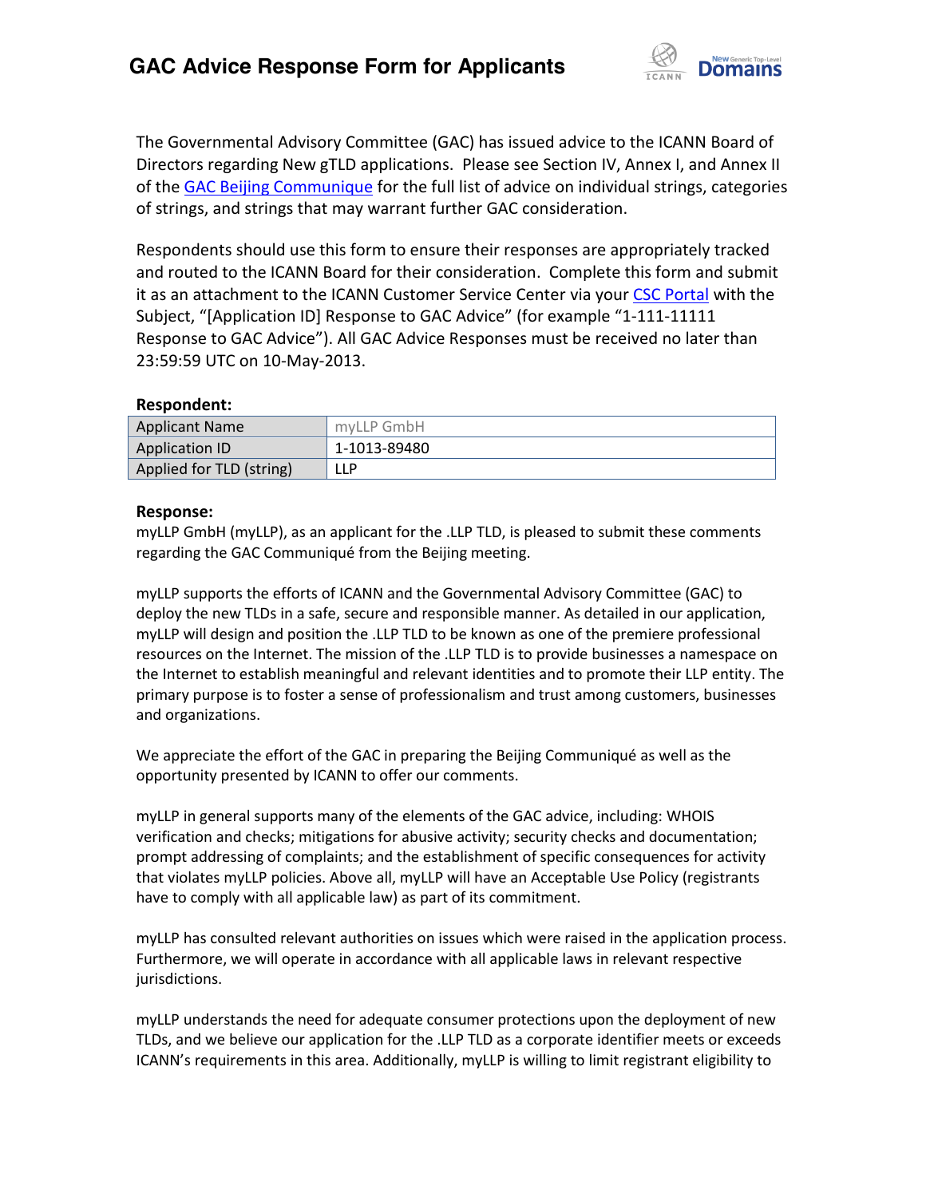# GAC Advice Response Form for Applicants

The Governmental Advisory Committee (GAC) has issued advice to the ICANN Board of Directors regarding New gTLD applications. Please see Section IV, Annex I, and Annex II of the GAC Beijing Communique for the full list of advice on individual strings, categories of strings, and strings that may warrant further GAC consideration.

Respondents should use this form to ensure their responses are appropriately tracked and routed to the ICANN Board for their consideration. Complete this form and submit it as an attachment to the ICANN Customer Service Center via your CSC Portal with the Subject, "[Application ID] Response to GAC Advice" (for example "1-111-11111 Response to GAC Advice"). All GAC Advice Responses must be received no later than 23:59:59 UTC on 10-May-2013.

**Respondent:**

| | |
|---|---|
| Applicant Name | myLLP GmbH |
| Application ID | 1-1013-89480 |
| Applied for TLD (string) | LLP |

**Response:**

myLLP GmbH (myLLP), as an applicant for the .LLP TLD, is pleased to submit these comments regarding the GAC Communiqué from the Beijing meeting.

myLLP supports the efforts of ICANN and the Governmental Advisory Committee (GAC) to deploy the new TLDs in a safe, secure and responsible manner. As detailed in our application, myLLP will design and position the .LLP TLD to be known as one of the premiere professional resources on the Internet. The mission of the .LLP TLD is to provide businesses a namespace on the Internet to establish meaningful and relevant identities and to promote their LLP entity. The primary purpose is to foster a sense of professionalism and trust among customers, businesses and organizations.

We appreciate the effort of the GAC in preparing the Beijing Communiqué as well as the opportunity presented by ICANN to offer our comments.

myLLP in general supports many of the elements of the GAC advice, including: WHOIS verification and checks; mitigations for abusive activity; security checks and documentation; prompt addressing of complaints; and the establishment of specific consequences for activity that violates myLLP policies. Above all, myLLP will have an Acceptable Use Policy (registrants have to comply with all applicable law) as part of its commitment.

myLLP has consulted relevant authorities on issues which were raised in the application process. Furthermore, we will operate in accordance with all applicable laws in relevant respective jurisdictions.

myLLP understands the need for adequate consumer protections upon the deployment of new TLDs, and we believe our application for the .LLP TLD as a corporate identifier meets or exceeds ICANN's requirements in this area. Additionally, myLLP is willing to limit registrant eligibility to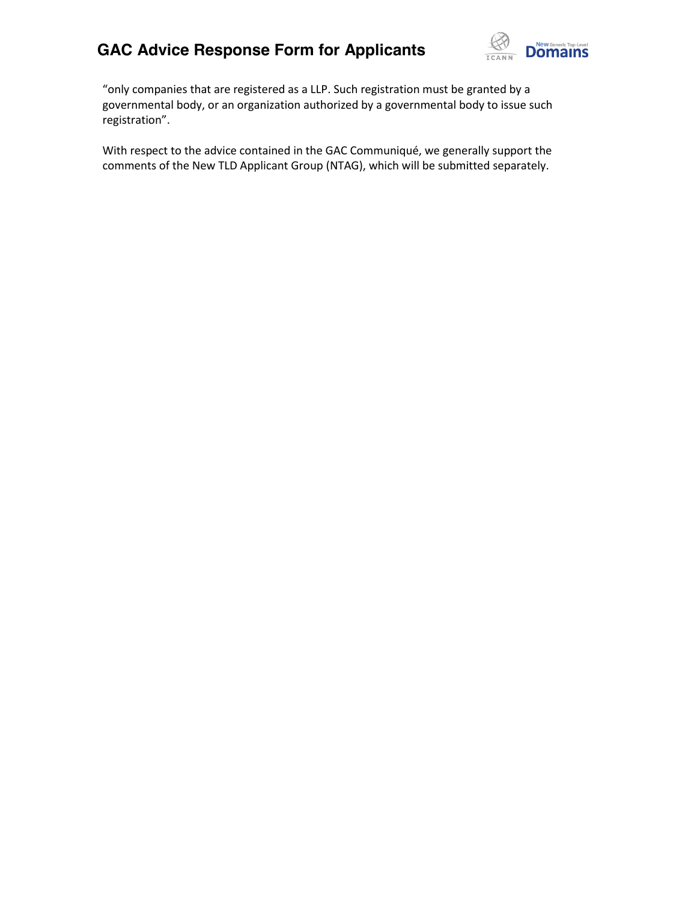“only companies that are registered as a LLP. Such registration must be granted by a governmental body, or an organization authorized by a governmental body to issue such registration”.

With respect to the advice contained in the GAC Communiqué, we generally support the comments of the New TLD Applicant Group (NTAG), which will be submitted separately.